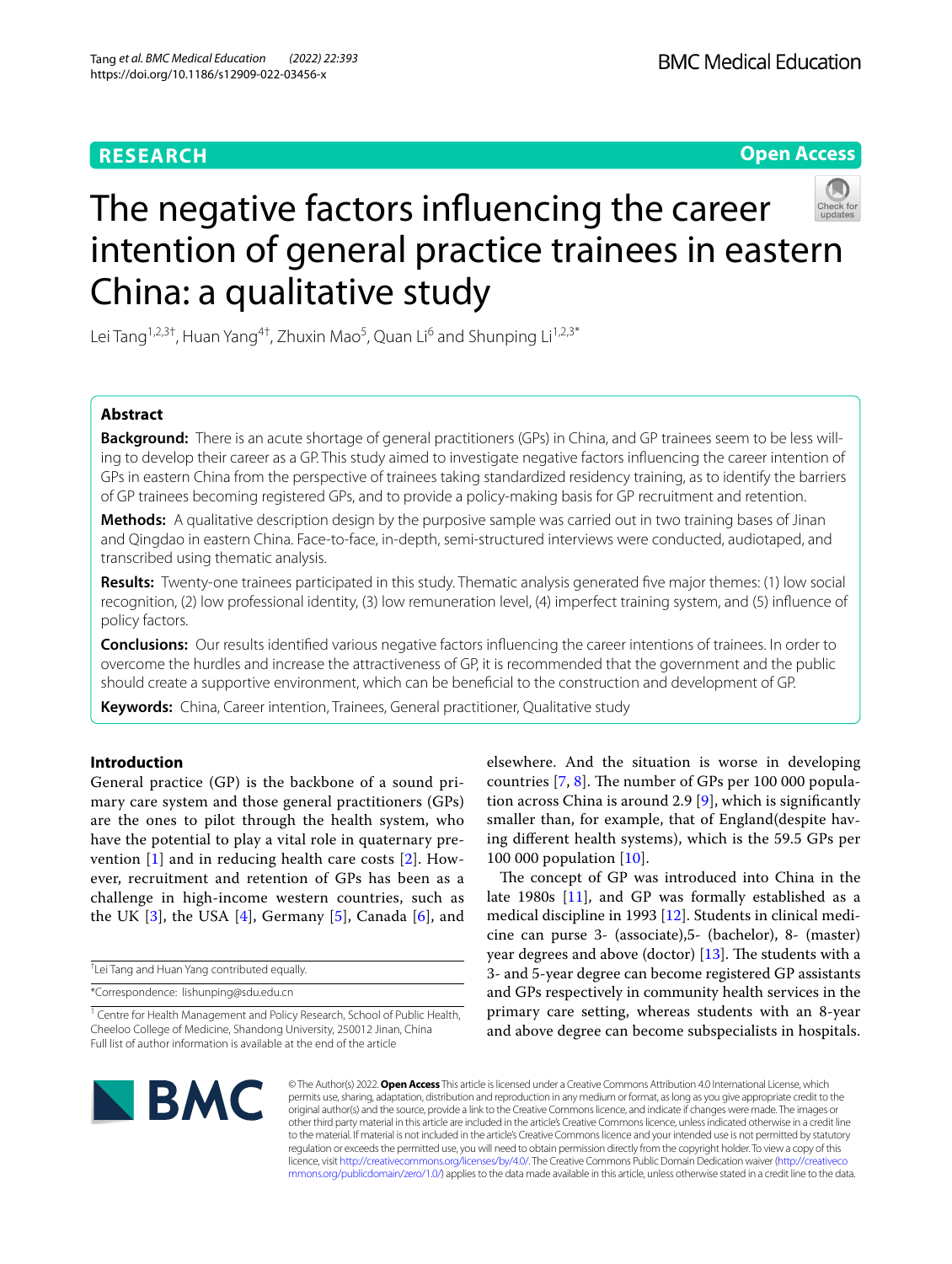RESEARCH

Open Access

# The negative factors influencing the career intention of general practice trainees in eastern China: a qualitative study

Lei Tang[1,2,3†], Huan Yang[4†], Zhuxin Mao[5], Quan Li[6] and Shunping Li[1,2,3*]

## Abstract

**Background:** There is an acute shortage of general practitioners (GPs) in China, and GP trainees seem to be less willing to develop their career as a GP. This study aimed to investigate negative factors influencing the career intention of GPs in eastern China from the perspective of trainees taking standardized residency training, as to identify the barriers of GP trainees becoming registered GPs, and to provide a policy-making basis for GP recruitment and retention.

**Methods:** A qualitative description design by the purposive sample was carried out in two training bases of Jinan and Qingdao in eastern China. Face-to-face, in-depth, semi-structured interviews were conducted, audiotaped, and transcribed using thematic analysis.

**Results:** Twenty-one trainees participated in this study. Thematic analysis generated five major themes: (1) low social recognition, (2) low professional identity, (3) low remuneration level, (4) imperfect training system, and (5) influence of policy factors.

**Conclusions:** Our results identified various negative factors influencing the career intentions of trainees. In order to overcome the hurdles and increase the attractiveness of GP, it is recommended that the government and the public should create a supportive environment, which can be beneficial to the construction and development of GP.

**Keywords:** China, Career intention, Trainees, General practitioner, Qualitative study

## Introduction

General practice (GP) is the backbone of a sound primary care system and those general practitioners (GPs) are the ones to pilot through the health system, who have the potential to play a vital role in quaternary prevention [1] and in reducing health care costs [2]. However, recruitment and retention of GPs has been as a challenge in high-income western countries, such as the UK [3], the USA [4], Germany [5], Canada [6], and elsewhere. And the situation is worse in developing countries [7, 8]. The number of GPs per 100 000 population across China is around 2.9 [9], which is significantly smaller than, for example, that of England(despite having different health systems), which is the 59.5 GPs per 100 000 population [10].

The concept of GP was introduced into China in the late 1980s [11], and GP was formally established as a medical discipline in 1993 [12]. Students in clinical medicine can purse 3- (associate),5- (bachelor), 8- (master) year degrees and above (doctor) [13]. The students with a 3- and 5-year degree can become registered GP assistants and GPs respectively in community health services in the primary care setting, whereas students with an 8-year and above degree can become subspecialists in hospitals.

†Lei Tang and Huan Yang contributed equally.

*Correspondence: lishunping@sdu.edu.cn

[1] Centre for Health Management and Policy Research, School of Public Health, Cheeloo College of Medicine, Shandong University, 250012 Jinan, China
Full list of author information is available at the end of the article

© The Author(s) 2022. **Open Access** This article is licensed under a Creative Commons Attribution 4.0 International License, which permits use, sharing, adaptation, distribution and reproduction in any medium or format, as long as you give appropriate credit to the original author(s) and the source, provide a link to the Creative Commons licence, and indicate if changes were made. The images or other third party material in this article are included in the article's Creative Commons licence, unless indicated otherwise in a credit line to the material. If material is not included in the article's Creative Commons licence and your intended use is not permitted by statutory regulation or exceeds the permitted use, you will need to obtain permission directly from the copyright holder. To view a copy of this licence, visit http://creativecommons.org/licenses/by/4.0/. The Creative Commons Public Domain Dedication waiver (http://creativecommons.org/publicdomain/zero/1.0/) applies to the data made available in this article, unless otherwise stated in a credit line to the data.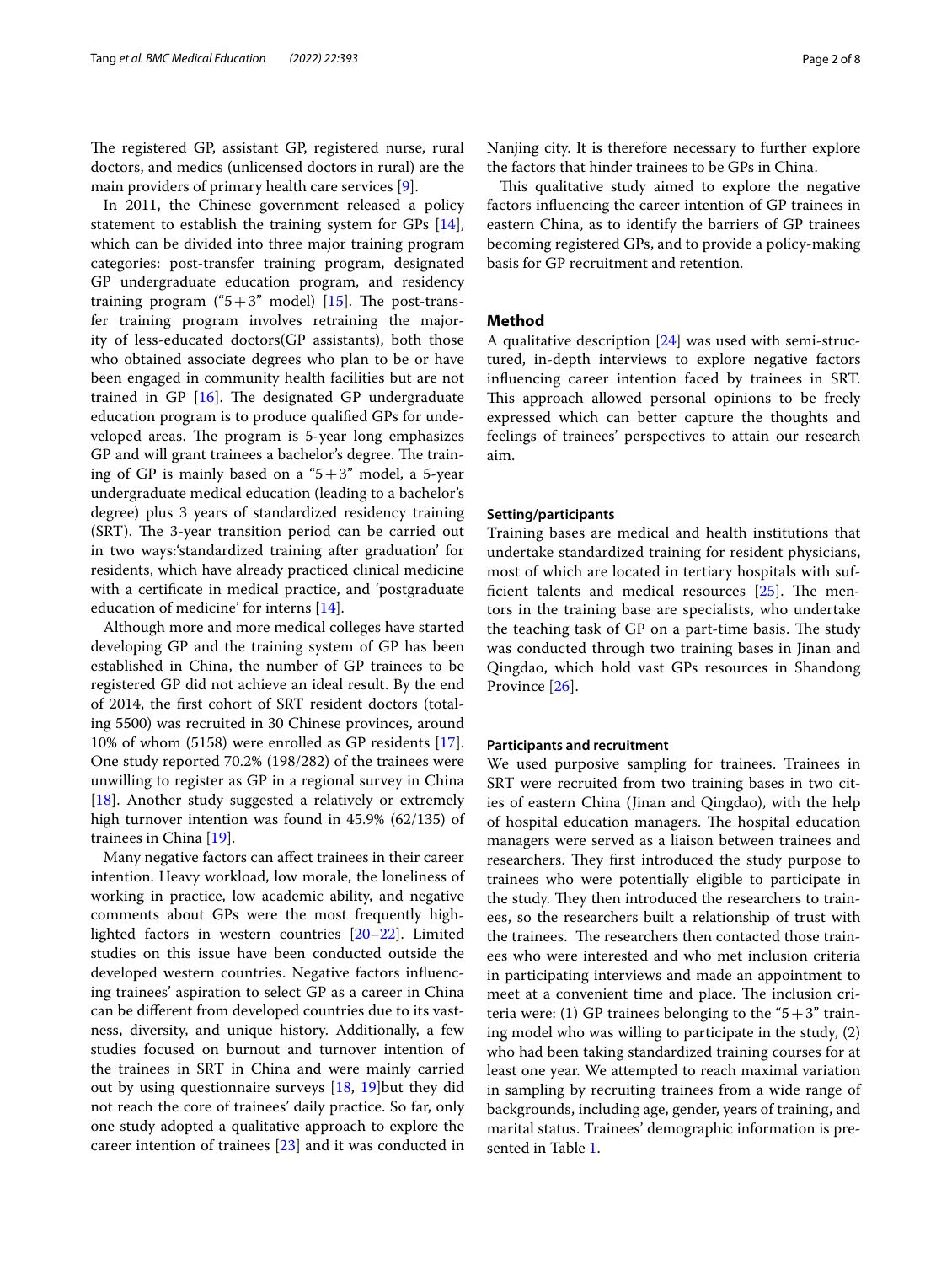The registered GP, assistant GP, registered nurse, rural doctors, and medics (unlicensed doctors in rural) are the main providers of primary health care services [9].

In 2011, the Chinese government released a policy statement to establish the training system for GPs [14], which can be divided into three major training program categories: post-transfer training program, designated GP undergraduate education program, and residency training program ("5+3" model) [15]. The post-transfer training program involves retraining the majority of less-educated doctors(GP assistants), both those who obtained associate degrees who plan to be or have been engaged in community health facilities but are not trained in GP [16]. The designated GP undergraduate education program is to produce qualified GPs for undeveloped areas. The program is 5-year long emphasizes GP and will grant trainees a bachelor's degree. The training of GP is mainly based on a "5+3" model, a 5-year undergraduate medical education (leading to a bachelor's degree) plus 3 years of standardized residency training (SRT). The 3-year transition period can be carried out in two ways:'standardized training after graduation' for residents, which have already practiced clinical medicine with a certificate in medical practice, and 'postgraduate education of medicine' for interns [14].

Although more and more medical colleges have started developing GP and the training system of GP has been established in China, the number of GP trainees to be registered GP did not achieve an ideal result. By the end of 2014, the first cohort of SRT resident doctors (totaling 5500) was recruited in 30 Chinese provinces, around 10% of whom (5158) were enrolled as GP residents [17]. One study reported 70.2% (198/282) of the trainees were unwilling to register as GP in a regional survey in China [18]. Another study suggested a relatively or extremely high turnover intention was found in 45.9% (62/135) of trainees in China [19].

Many negative factors can affect trainees in their career intention. Heavy workload, low morale, the loneliness of working in practice, low academic ability, and negative comments about GPs were the most frequently highlighted factors in western countries [20–22]. Limited studies on this issue have been conducted outside the developed western countries. Negative factors influencing trainees' aspiration to select GP as a career in China can be different from developed countries due to its vastness, diversity, and unique history. Additionally, a few studies focused on burnout and turnover intention of the trainees in SRT in China and were mainly carried out by using questionnaire surveys [18, 19]but they did not reach the core of trainees' daily practice. So far, only one study adopted a qualitative approach to explore the career intention of trainees [23] and it was conducted in Nanjing city. It is therefore necessary to further explore the factors that hinder trainees to be GPs in China.

This qualitative study aimed to explore the negative factors influencing the career intention of GP trainees in eastern China, as to identify the barriers of GP trainees becoming registered GPs, and to provide a policy-making basis for GP recruitment and retention.

## Method

A qualitative description [24] was used with semi-structured, in-depth interviews to explore negative factors influencing career intention faced by trainees in SRT. This approach allowed personal opinions to be freely expressed which can better capture the thoughts and feelings of trainees' perspectives to attain our research aim.

### Setting/participants

Training bases are medical and health institutions that undertake standardized training for resident physicians, most of which are located in tertiary hospitals with sufficient talents and medical resources [25]. The mentors in the training base are specialists, who undertake the teaching task of GP on a part-time basis. The study was conducted through two training bases in Jinan and Qingdao, which hold vast GPs resources in Shandong Province [26].

### Participants and recruitment

We used purposive sampling for trainees. Trainees in SRT were recruited from two training bases in two cities of eastern China (Jinan and Qingdao), with the help of hospital education managers. The hospital education managers were served as a liaison between trainees and researchers. They first introduced the study purpose to trainees who were potentially eligible to participate in the study. They then introduced the researchers to trainees, so the researchers built a relationship of trust with the trainees. The researchers then contacted those trainees who were interested and who met inclusion criteria in participating interviews and made an appointment to meet at a convenient time and place. The inclusion criteria were: (1) GP trainees belonging to the "5+3" training model who was willing to participate in the study, (2) who had been taking standardized training courses for at least one year. We attempted to reach maximal variation in sampling by recruiting trainees from a wide range of backgrounds, including age, gender, years of training, and marital status. Trainees' demographic information is presented in Table 1.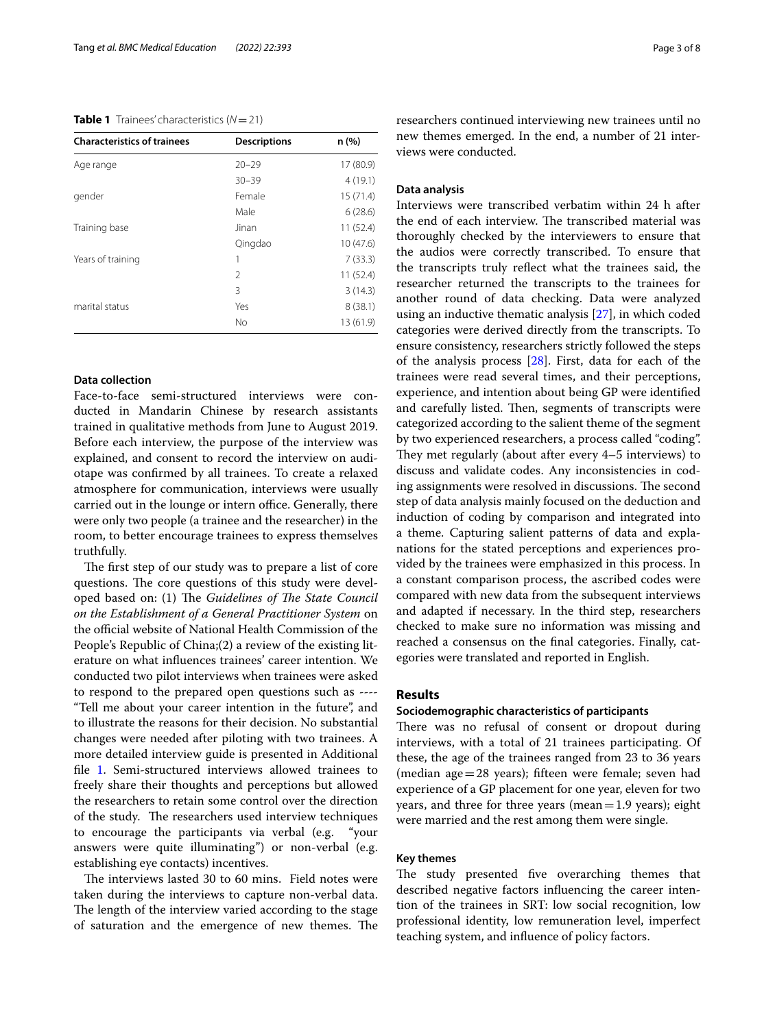**Table 1** Trainees' characteristics (*N* = 21)

| Characteristics of trainees | Descriptions | n (%) |
|---|---|---|
| Age range | 20–29 | 17 (80.9) |
| | 30–39 | 4 (19.1) |
| gender | Female | 15 (71.4) |
| | Male | 6 (28.6) |
| Training base | Jinan | 11 (52.4) |
| | Qingdao | 10 (47.6) |
| Years of training | 1 | 7 (33.3) |
| | 2 | 11 (52.4) |
| | 3 | 3 (14.3) |
| marital status | Yes | 8 (38.1) |
| | No | 13 (61.9) |

### Data collection

Face-to-face semi-structured interviews were conducted in Mandarin Chinese by research assistants trained in qualitative methods from June to August 2019. Before each interview, the purpose of the interview was explained, and consent to record the interview on audiotape was confirmed by all trainees. To create a relaxed atmosphere for communication, interviews were usually carried out in the lounge or intern office. Generally, there were only two people (a trainee and the researcher) in the room, to better encourage trainees to express themselves truthfully.

The first step of our study was to prepare a list of core questions. The core questions of this study were developed based on: (1) The *Guidelines of The State Council on the Establishment of a General Practitioner System* on the official website of National Health Commission of the People's Republic of China;(2) a review of the existing literature on what influences trainees' career intention. We conducted two pilot interviews when trainees were asked to respond to the prepared open questions such as ---- "Tell me about your career intention in the future", and to illustrate the reasons for their decision. No substantial changes were needed after piloting with two trainees. A more detailed interview guide is presented in Additional file 1. Semi-structured interviews allowed trainees to freely share their thoughts and perceptions but allowed the researchers to retain some control over the direction of the study. The researchers used interview techniques to encourage the participants via verbal (e.g. "your answers were quite illuminating") or non-verbal (e.g. establishing eye contacts) incentives.

The interviews lasted 30 to 60 mins. Field notes were taken during the interviews to capture non-verbal data. The length of the interview varied according to the stage of saturation and the emergence of new themes. The researchers continued interviewing new trainees until no new themes emerged. In the end, a number of 21 interviews were conducted.

### Data analysis

Interviews were transcribed verbatim within 24 h after the end of each interview. The transcribed material was thoroughly checked by the interviewers to ensure that the audios were correctly transcribed. To ensure that the transcripts truly reflect what the trainees said, the researcher returned the transcripts to the trainees for another round of data checking. Data were analyzed using an inductive thematic analysis [27], in which coded categories were derived directly from the transcripts. To ensure consistency, researchers strictly followed the steps of the analysis process [28]. First, data for each of the trainees were read several times, and their perceptions, experience, and intention about being GP were identified and carefully listed. Then, segments of transcripts were categorized according to the salient theme of the segment by two experienced researchers, a process called "coding". They met regularly (about after every 4–5 interviews) to discuss and validate codes. Any inconsistencies in coding assignments were resolved in discussions. The second step of data analysis mainly focused on the deduction and induction of coding by comparison and integrated into a theme. Capturing salient patterns of data and explanations for the stated perceptions and experiences provided by the trainees were emphasized in this process. In a constant comparison process, the ascribed codes were compared with new data from the subsequent interviews and adapted if necessary. In the third step, researchers checked to make sure no information was missing and reached a consensus on the final categories. Finally, categories were translated and reported in English.

## Results

### Sociodemographic characteristics of participants

There was no refusal of consent or dropout during interviews, with a total of 21 trainees participating. Of these, the age of the trainees ranged from 23 to 36 years (median age = 28 years); fifteen were female; seven had experience of a GP placement for one year, eleven for two years, and three for three years (mean = 1.9 years); eight were married and the rest among them were single.

### Key themes

The study presented five overarching themes that described negative factors influencing the career intention of the trainees in SRT: low social recognition, low professional identity, low remuneration level, imperfect teaching system, and influence of policy factors.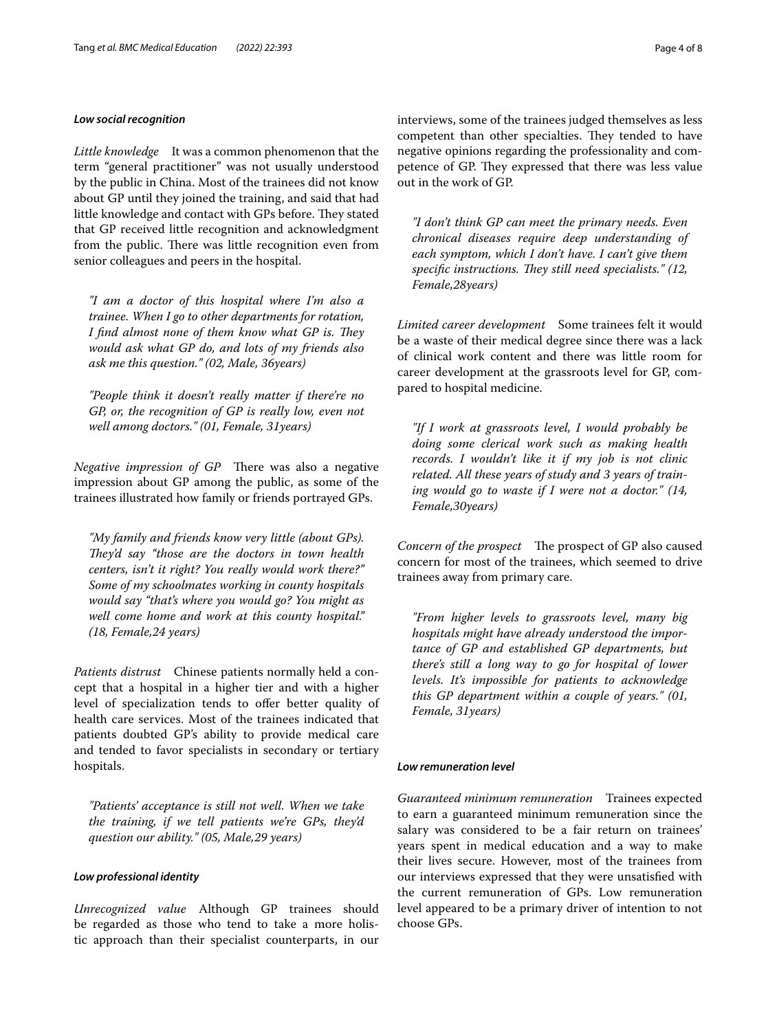#### *Low social recognition*

*Little knowledge* It was a common phenomenon that the term "general practitioner" was not usually understood by the public in China. Most of the trainees did not know about GP until they joined the training, and said that had little knowledge and contact with GPs before. They stated that GP received little recognition and acknowledgment from the public. There was little recognition even from senior colleagues and peers in the hospital.

> *"I am a doctor of this hospital where I'm also a trainee. When I go to other departments for rotation, I find almost none of them know what GP is. They would ask what GP do, and lots of my friends also ask me this question." (02, Male, 36years)*

> *"People think it doesn't really matter if there're no GP, or, the recognition of GP is really low, even not well among doctors." (01, Female, 31years)*

*Negative impression of GP* There was also a negative impression about GP among the public, as some of the trainees illustrated how family or friends portrayed GPs.

> *"My family and friends know very little (about GPs). They'd say "those are the doctors in town health centers, isn't it right? You really would work there?" Some of my schoolmates working in county hospitals would say "that's where you would go? You might as well come home and work at this county hospital." (18, Female,24 years)*

*Patients distrust* Chinese patients normally held a concept that a hospital in a higher tier and with a higher level of specialization tends to offer better quality of health care services. Most of the trainees indicated that patients doubted GP's ability to provide medical care and tended to favor specialists in secondary or tertiary hospitals.

> *"Patients' acceptance is still not well. When we take the training, if we tell patients we're GPs, they'd question our ability." (05, Male,29 years)*

#### *Low professional identity*

*Unrecognized value* Although GP trainees should be regarded as those who tend to take a more holistic approach than their specialist counterparts, in our interviews, some of the trainees judged themselves as less competent than other specialties. They tended to have negative opinions regarding the professionality and competence of GP. They expressed that there was less value out in the work of GP.

> *"I don't think GP can meet the primary needs. Even chronical diseases require deep understanding of each symptom, which I don't have. I can't give them specific instructions. They still need specialists." (12, Female,28years)*

*Limited career development* Some trainees felt it would be a waste of their medical degree since there was a lack of clinical work content and there was little room for career development at the grassroots level for GP, compared to hospital medicine.

> *"If I work at grassroots level, I would probably be doing some clerical work such as making health records. I wouldn't like it if my job is not clinic related. All these years of study and 3 years of training would go to waste if I were not a doctor." (14, Female,30years)*

*Concern of the prospect* The prospect of GP also caused concern for most of the trainees, which seemed to drive trainees away from primary care.

> *"From higher levels to grassroots level, many big hospitals might have already understood the importance of GP and established GP departments, but there's still a long way to go for hospital of lower levels. It's impossible for patients to acknowledge this GP department within a couple of years." (01, Female, 31years)*

#### *Low remuneration level*

*Guaranteed minimum remuneration* Trainees expected to earn a guaranteed minimum remuneration since the salary was considered to be a fair return on trainees' years spent in medical education and a way to make their lives secure. However, most of the trainees from our interviews expressed that they were unsatisfied with the current remuneration of GPs. Low remuneration level appeared to be a primary driver of intention to not choose GPs.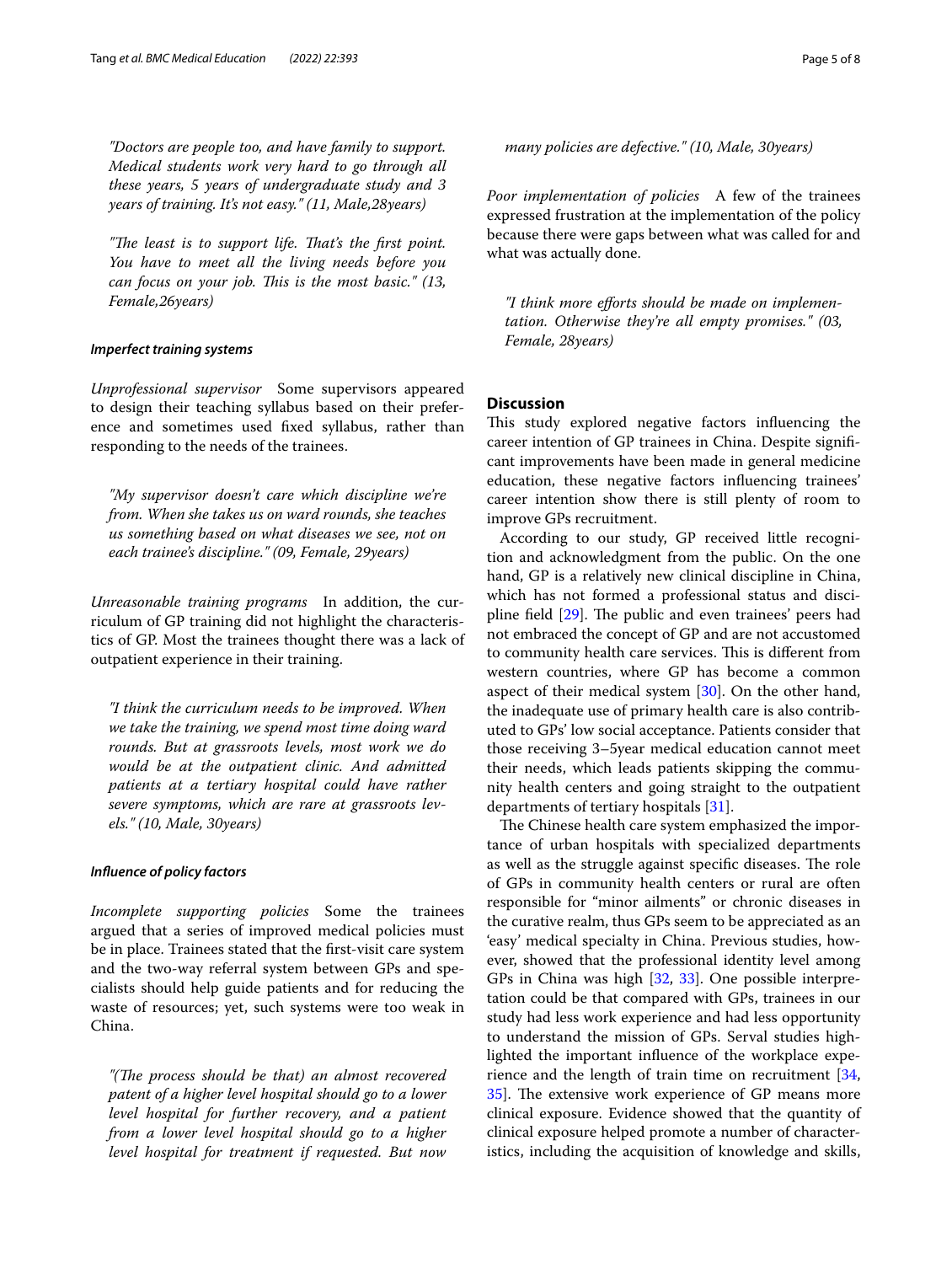*"Doctors are people too, and have family to support. Medical students work very hard to go through all these years, 5 years of undergraduate study and 3 years of training. It's not easy." (11, Male,28years)*

*"The least is to support life. That's the first point. You have to meet all the living needs before you can focus on your job. This is the most basic." (13, Female,26years)*

#### *Imperfect training systems*

*Unprofessional supervisor* Some supervisors appeared to design their teaching syllabus based on their preference and sometimes used fixed syllabus, rather than responding to the needs of the trainees.

*"My supervisor doesn't care which discipline we're from. When she takes us on ward rounds, she teaches us something based on what diseases we see, not on each trainee's discipline." (09, Female, 29years)*

*Unreasonable training programs* In addition, the curriculum of GP training did not highlight the characteristics of GP. Most the trainees thought there was a lack of outpatient experience in their training.

*"I think the curriculum needs to be improved. When we take the training, we spend most time doing ward rounds. But at grassroots levels, most work we do would be at the outpatient clinic. And admitted patients at a tertiary hospital could have rather severe symptoms, which are rare at grassroots levels." (10, Male, 30years)*

#### *Influence of policy factors*

*Incomplete supporting policies* Some the trainees argued that a series of improved medical policies must be in place. Trainees stated that the first-visit care system and the two-way referral system between GPs and specialists should help guide patients and for reducing the waste of resources; yet, such systems were too weak in China.

*"(The process should be that) an almost recovered patent of a higher level hospital should go to a lower level hospital for further recovery, and a patient from a lower level hospital should go to a higher level hospital for treatment if requested. But now many policies are defective." (10, Male, 30years)*

*Poor implementation of policies* A few of the trainees expressed frustration at the implementation of the policy because there were gaps between what was called for and what was actually done.

*"I think more efforts should be made on implementation. Otherwise they're all empty promises." (03, Female, 28years)*

## Discussion

This study explored negative factors influencing the career intention of GP trainees in China. Despite significant improvements have been made in general medicine education, these negative factors influencing trainees' career intention show there is still plenty of room to improve GPs recruitment.

According to our study, GP received little recognition and acknowledgment from the public. On the one hand, GP is a relatively new clinical discipline in China, which has not formed a professional status and discipline field [29]. The public and even trainees' peers had not embraced the concept of GP and are not accustomed to community health care services. This is different from western countries, where GP has become a common aspect of their medical system [30]. On the other hand, the inadequate use of primary health care is also contributed to GPs' low social acceptance. Patients consider that those receiving 3–5year medical education cannot meet their needs, which leads patients skipping the community health centers and going straight to the outpatient departments of tertiary hospitals [31].

The Chinese health care system emphasized the importance of urban hospitals with specialized departments as well as the struggle against specific diseases. The role of GPs in community health centers or rural are often responsible for "minor ailments" or chronic diseases in the curative realm, thus GPs seem to be appreciated as an 'easy' medical specialty in China. Previous studies, however, showed that the professional identity level among GPs in China was high [32, 33]. One possible interpretation could be that compared with GPs, trainees in our study had less work experience and had less opportunity to understand the mission of GPs. Serval studies highlighted the important influence of the workplace experience and the length of train time on recruitment [34, 35]. The extensive work experience of GP means more clinical exposure. Evidence showed that the quantity of clinical exposure helped promote a number of characteristics, including the acquisition of knowledge and skills,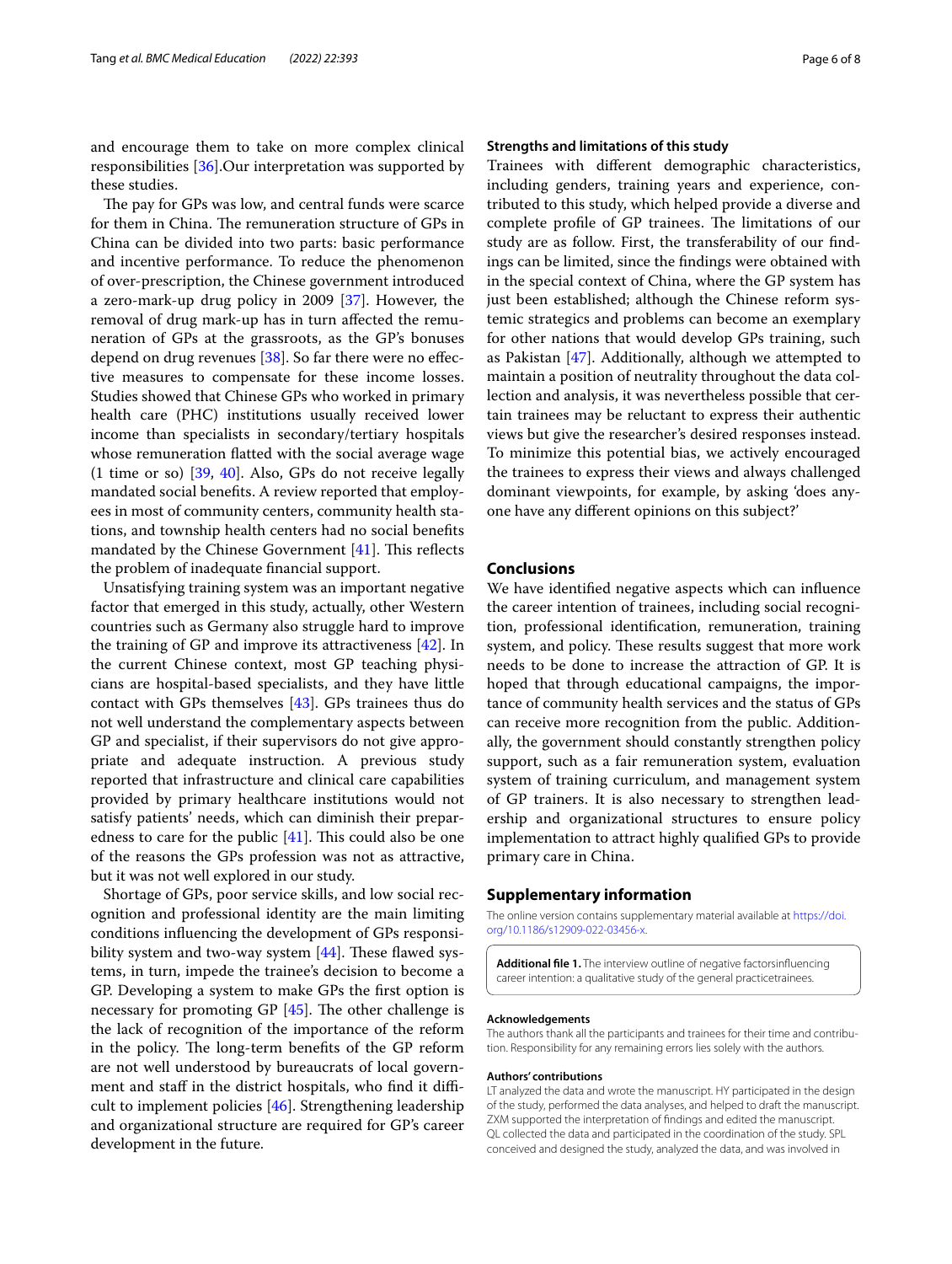and encourage them to take on more complex clinical responsibilities [36].Our interpretation was supported by these studies.

The pay for GPs was low, and central funds were scarce for them in China. The remuneration structure of GPs in China can be divided into two parts: basic performance and incentive performance. To reduce the phenomenon of over-prescription, the Chinese government introduced a zero-mark-up drug policy in 2009 [37]. However, the removal of drug mark-up has in turn affected the remuneration of GPs at the grassroots, as the GP's bonuses depend on drug revenues [38]. So far there were no effective measures to compensate for these income losses. Studies showed that Chinese GPs who worked in primary health care (PHC) institutions usually received lower income than specialists in secondary/tertiary hospitals whose remuneration flatted with the social average wage (1 time or so) [39, 40]. Also, GPs do not receive legally mandated social benefits. A review reported that employees in most of community centers, community health stations, and township health centers had no social benefits mandated by the Chinese Government [41]. This reflects the problem of inadequate financial support.

Unsatisfying training system was an important negative factor that emerged in this study, actually, other Western countries such as Germany also struggle hard to improve the training of GP and improve its attractiveness [42]. In the current Chinese context, most GP teaching physicians are hospital-based specialists, and they have little contact with GPs themselves [43]. GPs trainees thus do not well understand the complementary aspects between GP and specialist, if their supervisors do not give appropriate and adequate instruction. A previous study reported that infrastructure and clinical care capabilities provided by primary healthcare institutions would not satisfy patients' needs, which can diminish their preparedness to care for the public [41]. This could also be one of the reasons the GPs profession was not as attractive, but it was not well explored in our study.

Shortage of GPs, poor service skills, and low social recognition and professional identity are the main limiting conditions influencing the development of GPs responsibility system and two-way system [44]. These flawed systems, in turn, impede the trainee's decision to become a GP. Developing a system to make GPs the first option is necessary for promoting GP [45]. The other challenge is the lack of recognition of the importance of the reform in the policy. The long-term benefits of the GP reform are not well understood by bureaucrats of local government and staff in the district hospitals, who find it difficult to implement policies [46]. Strengthening leadership and organizational structure are required for GP's career development in the future.

### Strengths and limitations of this study

Trainees with different demographic characteristics, including genders, training years and experience, contributed to this study, which helped provide a diverse and complete profile of GP trainees. The limitations of our study are as follow. First, the transferability of our findings can be limited, since the findings were obtained with in the special context of China, where the GP system has just been established; although the Chinese reform systemic strategics and problems can become an exemplary for other nations that would develop GPs training, such as Pakistan [47]. Additionally, although we attempted to maintain a position of neutrality throughout the data collection and analysis, it was nevertheless possible that certain trainees may be reluctant to express their authentic views but give the researcher's desired responses instead. To minimize this potential bias, we actively encouraged the trainees to express their views and always challenged dominant viewpoints, for example, by asking 'does anyone have any different opinions on this subject?'

## Conclusions

We have identified negative aspects which can influence the career intention of trainees, including social recognition, professional identification, remuneration, training system, and policy. These results suggest that more work needs to be done to increase the attraction of GP. It is hoped that through educational campaigns, the importance of community health services and the status of GPs can receive more recognition from the public. Additionally, the government should constantly strengthen policy support, such as a fair remuneration system, evaluation system of training curriculum, and management system of GP trainers. It is also necessary to strengthen leadership and organizational structures to ensure policy implementation to attract highly qualified GPs to provide primary care in China.

## Supplementary information

The online version contains supplementary material available at https://doi.org/10.1186/s12909-022-03456-x.

**Additional file 1.** The interview outline of negative factorsinfluencing career intention: a qualitative study of the general practicetrainees.

#### Acknowledgements

The authors thank all the participants and trainees for their time and contribution. Responsibility for any remaining errors lies solely with the authors.

#### Authors' contributions

LT analyzed the data and wrote the manuscript. HY participated in the design of the study, performed the data analyses, and helped to draft the manuscript. ZXM supported the interpretation of findings and edited the manuscript. QL collected the data and participated in the coordination of the study. SPL conceived and designed the study, analyzed the data, and was involved in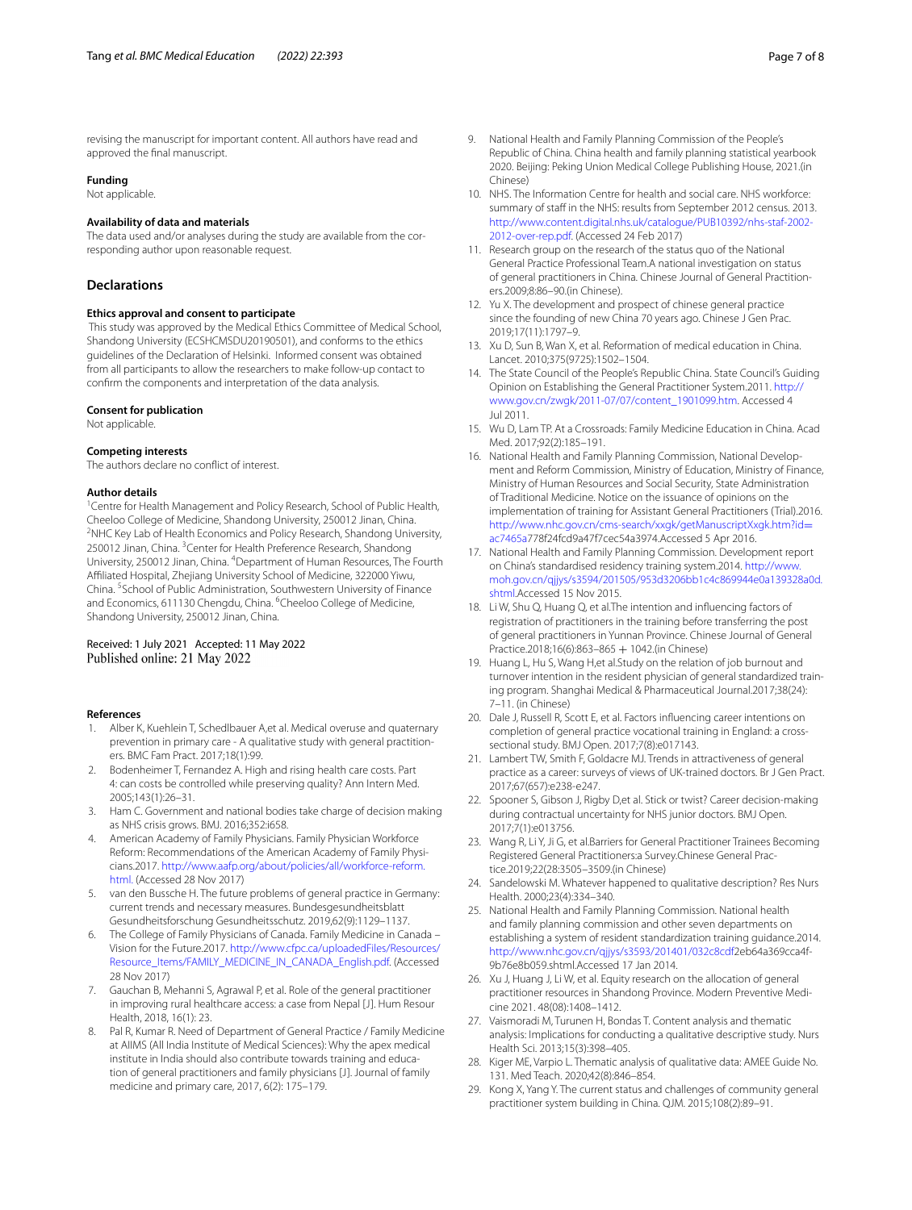revising the manuscript for important content. All authors have read and approved the final manuscript.

### Funding
Not applicable.

### Availability of data and materials
The data used and/or analyses during the study are available from the corresponding author upon reasonable request.

## Declarations

### Ethics approval and consent to participate
This study was approved by the Medical Ethics Committee of Medical School, Shandong University (ECSHCMSDU20190501), and conforms to the ethics guidelines of the Declaration of Helsinki. Informed consent was obtained from all participants to allow the researchers to make follow-up contact to confirm the components and interpretation of the data analysis.

### Consent for publication
Not applicable.

### Competing interests
The authors declare no conflict of interest.

### Author details
[1]Centre for Health Management and Policy Research, School of Public Health, Cheeloo College of Medicine, Shandong University, 250012 Jinan, China. [2]NHC Key Lab of Health Economics and Policy Research, Shandong University, 250012 Jinan, China. [3]Center for Health Preference Research, Shandong University, 250012 Jinan, China. [4]Department of Human Resources, The Fourth Affiliated Hospital, Zhejiang University School of Medicine, 322000 Yiwu, China. [5]School of Public Administration, Southwestern University of Finance and Economics, 611130 Chengdu, China. [6]Cheeloo College of Medicine, Shandong University, 250012 Jinan, China.

Received: 1 July 2021 Accepted: 11 May 2022
Published online: 21 May 2022

### References

1. Alber K, Kuehlein T, Schedlbauer A,et al. Medical overuse and quaternary prevention in primary care - A qualitative study with general practitioners. BMC Fam Pract. 2017;18(1):99.
2. Bodenheimer T, Fernandez A. High and rising health care costs. Part 4: can costs be controlled while preserving quality? Ann Intern Med. 2005;143(1):26–31.
3. Ham C. Government and national bodies take charge of decision making as NHS crisis grows. BMJ. 2016;352:i658.
4. American Academy of Family Physicians. Family Physician Workforce Reform: Recommendations of the American Academy of Family Physicians.2017. http://www.aafp.org/about/policies/all/workforce-reform.html. (Accessed 28 Nov 2017)
5. van den Bussche H. The future problems of general practice in Germany: current trends and necessary measures. Bundesgesundheitsblatt Gesundheitsforschung Gesundheitsschutz. 2019,62(9):1129–1137.
6. The College of Family Physicians of Canada. Family Medicine in Canada – Vision for the Future.2017. http://www.cfpc.ca/uploadedFiles/Resources/Resource_Items/FAMILY_MEDICINE_IN_CANADA_English.pdf. (Accessed 28 Nov 2017)
7. Gauchan B, Mehanni S, Agrawal P, et al. Role of the general practitioner in improving rural healthcare access: a case from Nepal [J]. Hum Resour Health, 2018, 16(1): 23.
8. Pal R, Kumar R. Need of Department of General Practice / Family Medicine at AIIMS (All India Institute of Medical Sciences): Why the apex medical institute in India should also contribute towards training and education of general practitioners and family physicians [J]. Journal of family medicine and primary care, 2017, 6(2): 175–179.
9. National Health and Family Planning Commission of the People's Republic of China. China health and family planning statistical yearbook 2020. Beijing: Peking Union Medical College Publishing House, 2021.(in Chinese)
10. NHS. The Information Centre for health and social care. NHS workforce: summary of staff in the NHS: results from September 2012 census. 2013. http://www.content.digital.nhs.uk/catalogue/PUB10392/nhs-staf-2002-2012-over-rep.pdf. (Accessed 24 Feb 2017)
11. Research group on the research of the status quo of the National General Practice Professional Team.A national investigation on status of general practitioners in China. Chinese Journal of General Practitioners.2009;8:86–90.(in Chinese).
12. Yu X. The development and prospect of chinese general practice since the founding of new China 70 years ago. Chinese J Gen Prac. 2019;17(11):1797–9.
13. Xu D, Sun B, Wan X, et al. Reformation of medical education in China. Lancet. 2010;375(9725):1502–1504.
14. The State Council of the People's Republic China. State Council's Guiding Opinion on Establishing the General Practitioner System.2011. http://www.gov.cn/zwgk/2011-07/07/content_1901099.htm. Accessed 4 Jul 2011.
15. Wu D, Lam TP. At a Crossroads: Family Medicine Education in China. Acad Med. 2017;92(2):185–191.
16. National Health and Family Planning Commission, National Development and Reform Commission, Ministry of Education, Ministry of Finance, Ministry of Human Resources and Social Security, State Administration of Traditional Medicine. Notice on the issuance of opinions on the implementation of training for Assistant General Practitioners (Trial).2016. http://www.nhc.gov.cn/cms-search/xxgk/getManuscriptXxgk.htm?id=ac7465a778f24fcd9a47f7cec54a3974.Accessed 5 Apr 2016.
17. National Health and Family Planning Commission. Development report on China's standardised residency training system.2014. http://www.moh.gov.cn/qjjys/s3594/201505/953d3206bb1c4c869944e0a139328a0d.shtml.Accessed 15 Nov 2015.
18. Li W, Shu Q, Huang Q, et al.The intention and influencing factors of registration of practitioners in the training before transferring the post of general practitioners in Yunnan Province. Chinese Journal of General Practice.2018;16(6):863–865 + 1042.(in Chinese)
19. Huang L, Hu S, Wang H,et al.Study on the relation of job burnout and turnover intention in the resident physician of general standardized training program. Shanghai Medical & Pharmaceutical Journal.2017;38(24): 7–11. (in Chinese)
20. Dale J, Russell R, Scott E, et al. Factors influencing career intentions on completion of general practice vocational training in England: a cross-sectional study. BMJ Open. 2017;7(8):e017143.
21. Lambert TW, Smith F, Goldacre MJ. Trends in attractiveness of general practice as a career: surveys of views of UK-trained doctors. Br J Gen Pract. 2017;67(657):e238-e247.
22. Spooner S, Gibson J, Rigby D,et al. Stick or twist? Career decision-making during contractual uncertainty for NHS junior doctors. BMJ Open. 2017;7(1):e013756.
23. Wang R, Li Y, Ji G, et al.Barriers for General Practitioner Trainees Becoming Registered General Practitioners:a Survey.Chinese General Practice.2019;22(28:3505–3509.(in Chinese)
24. Sandelowski M. Whatever happened to qualitative description? Res Nurs Health. 2000;23(4):334–340.
25. National Health and Family Planning Commission. National health and family planning commission and other seven departments on establishing a system of resident standardization training guidance.2014. http://www.nhc.gov.cn/qjjys/s3593/201401/032c8cdf2eb64a369cca4f9b76e8b059.shtml.Accessed 17 Jan 2014.
26. Xu J, Huang J, Li W, et al. Equity research on the allocation of general practitioner resources in Shandong Province. Modern Preventive Medicine 2021. 48(08):1408–1412.
27. Vaismoradi M, Turunen H, Bondas T. Content analysis and thematic analysis: Implications for conducting a qualitative descriptive study. Nurs Health Sci. 2013;15(3):398–405.
28. Kiger ME, Varpio L. Thematic analysis of qualitative data: AMEE Guide No. 131. Med Teach. 2020;42(8):846–854.
29. Kong X, Yang Y. The current status and challenges of community general practitioner system building in China. QJM. 2015;108(2):89–91.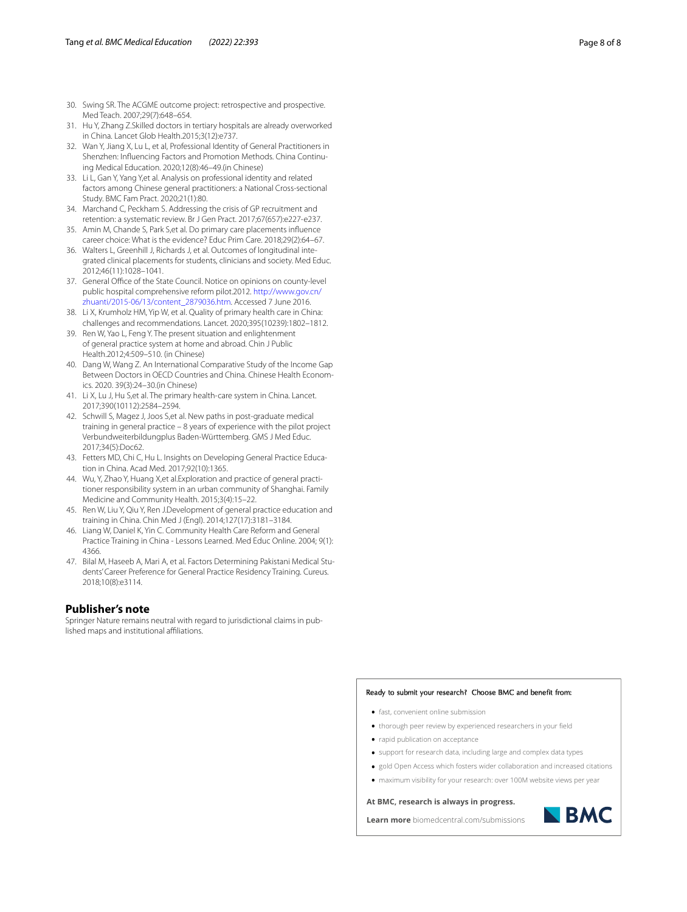30. Swing SR. The ACGME outcome project: retrospective and prospective. Med Teach. 2007;29(7):648–654.
31. Hu Y, Zhang Z.Skilled doctors in tertiary hospitals are already overworked in China. Lancet Glob Health.2015;3(12):e737.
32. Wan Y, Jiang X, Lu L, et al, Professional Identity of General Practitioners in Shenzhen: Influencing Factors and Promotion Methods. China Continuing Medical Education. 2020;12(8):46–49.(in Chinese)
33. Li L, Gan Y, Yang Y,et al. Analysis on professional identity and related factors among Chinese general practitioners: a National Cross-sectional Study. BMC Fam Pract. 2020;21(1):80.
34. Marchand C, Peckham S. Addressing the crisis of GP recruitment and retention: a systematic review. Br J Gen Pract. 2017;67(657):e227-e237.
35. Amin M, Chande S, Park S,et al. Do primary care placements influence career choice: What is the evidence? Educ Prim Care. 2018;29(2):64–67.
36. Walters L, Greenhill J, Richards J, et al. Outcomes of longitudinal integrated clinical placements for students, clinicians and society. Med Educ. 2012;46(11):1028–1041.
37. General Office of the State Council. Notice on opinions on county-level public hospital comprehensive reform pilot.2012. http://www.gov.cn/zhuanti/2015-06/13/content_2879036.htm. Accessed 7 June 2016.
38. Li X, Krumholz HM, Yip W, et al. Quality of primary health care in China: challenges and recommendations. Lancet. 2020;395(10239):1802–1812.
39. Ren W, Yao L, Feng Y. The present situation and enlightenment of general practice system at home and abroad. Chin J Public Health.2012;4:509–510. (in Chinese)
40. Dang W, Wang Z. An International Comparative Study of the Income Gap Between Doctors in OECD Countries and China. Chinese Health Economics. 2020. 39(3):24–30.(in Chinese)
41. Li X, Lu J, Hu S,et al. The primary health-care system in China. Lancet. 2017;390(10112):2584–2594.
42. Schwill S, Magez J, Joos S,et al. New paths in post-graduate medical training in general practice – 8 years of experience with the pilot project Verbundweiterbildungplus Baden-Württemberg. GMS J Med Educ. 2017;34(5):Doc62.
43. Fetters MD, Chi C, Hu L. Insights on Developing General Practice Education in China. Acad Med. 2017;92(10):1365.
44. Wu, Y, Zhao Y, Huang X,et al.Exploration and practice of general practitioner responsibility system in an urban community of Shanghai. Family Medicine and Community Health. 2015;3(4):15–22.
45. Ren W, Liu Y, Qiu Y, Ren J.Development of general practice education and training in China. Chin Med J (Engl). 2014;127(17):3181–3184.
46. Liang W, Daniel K, Yin C. Community Health Care Reform and General Practice Training in China - Lessons Learned. Med Educ Online. 2004; 9(1): 4366.
47. Bilal M, Haseeb A, Mari A, et al. Factors Determining Pakistani Medical Students' Career Preference for General Practice Residency Training. Cureus. 2018;10(8):e3114.

## Publisher's note

Springer Nature remains neutral with regard to jurisdictional claims in published maps and institutional affiliations.

Ready to submit your research? Choose BMC and benefit from:

- fast, convenient online submission
- thorough peer review by experienced researchers in your field
- rapid publication on acceptance
- support for research data, including large and complex data types
- gold Open Access which fosters wider collaboration and increased citations
- maximum visibility for your research: over 100M website views per year

**At BMC, research is always in progress.**

**Learn more** biomedcentral.com/submissions

BMC